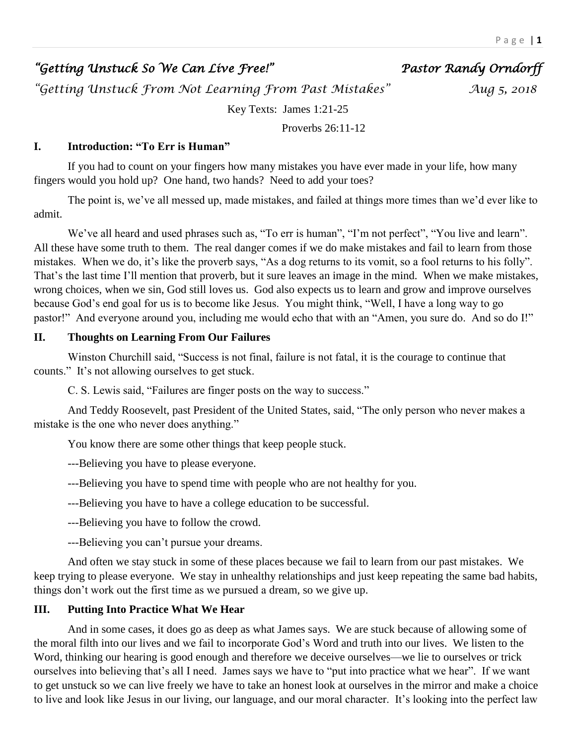*"Getting Unstuck So We Can Live Free!"* *Pastor Randy Orndorff*

*"Getting Unstuck From Not Learning From Past Mistakes"* *Aug 5, 2018*

Key Texts: James 1:21-25

Proverbs 26:11-12

## I. Introduction: "To Err is Human"

If you had to count on your fingers how many mistakes you have ever made in your life, how many fingers would you hold up? One hand, two hands? Need to add your toes?

The point is, we've all messed up, made mistakes, and failed at things more times than we'd ever like to admit.

We've all heard and used phrases such as, "To err is human", "I'm not perfect", "You live and learn". All these have some truth to them. The real danger comes if we do make mistakes and fail to learn from those mistakes. When we do, it's like the proverb says, "As a dog returns to its vomit, so a fool returns to his folly". That's the last time I'll mention that proverb, but it sure leaves an image in the mind. When we make mistakes, wrong choices, when we sin, God still loves us. God also expects us to learn and grow and improve ourselves because God's end goal for us is to become like Jesus. You might think, "Well, I have a long way to go pastor!" And everyone around you, including me would echo that with an "Amen, you sure do. And so do I!"

## II. Thoughts on Learning From Our Failures

Winston Churchill said, "Success is not final, failure is not fatal, it is the courage to continue that counts." It's not allowing ourselves to get stuck.

C. S. Lewis said, "Failures are finger posts on the way to success."

And Teddy Roosevelt, past President of the United States, said, "The only person who never makes a mistake is the one who never does anything."

You know there are some other things that keep people stuck.

---Believing you have to please everyone.

---Believing you have to spend time with people who are not healthy for you.

---Believing you have to have a college education to be successful.

---Believing you have to follow the crowd.

---Believing you can't pursue your dreams.

And often we stay stuck in some of these places because we fail to learn from our past mistakes. We keep trying to please everyone. We stay in unhealthy relationships and just keep repeating the same bad habits, things don't work out the first time as we pursued a dream, so we give up.

## III. Putting Into Practice What We Hear

And in some cases, it does go as deep as what James says. We are stuck because of allowing some of the moral filth into our lives and we fail to incorporate God's Word and truth into our lives. We listen to the Word, thinking our hearing is good enough and therefore we deceive ourselves—we lie to ourselves or trick ourselves into believing that's all I need. James says we have to "put into practice what we hear". If we want to get unstuck so we can live freely we have to take an honest look at ourselves in the mirror and make a choice to live and look like Jesus in our living, our language, and our moral character. It's looking into the perfect law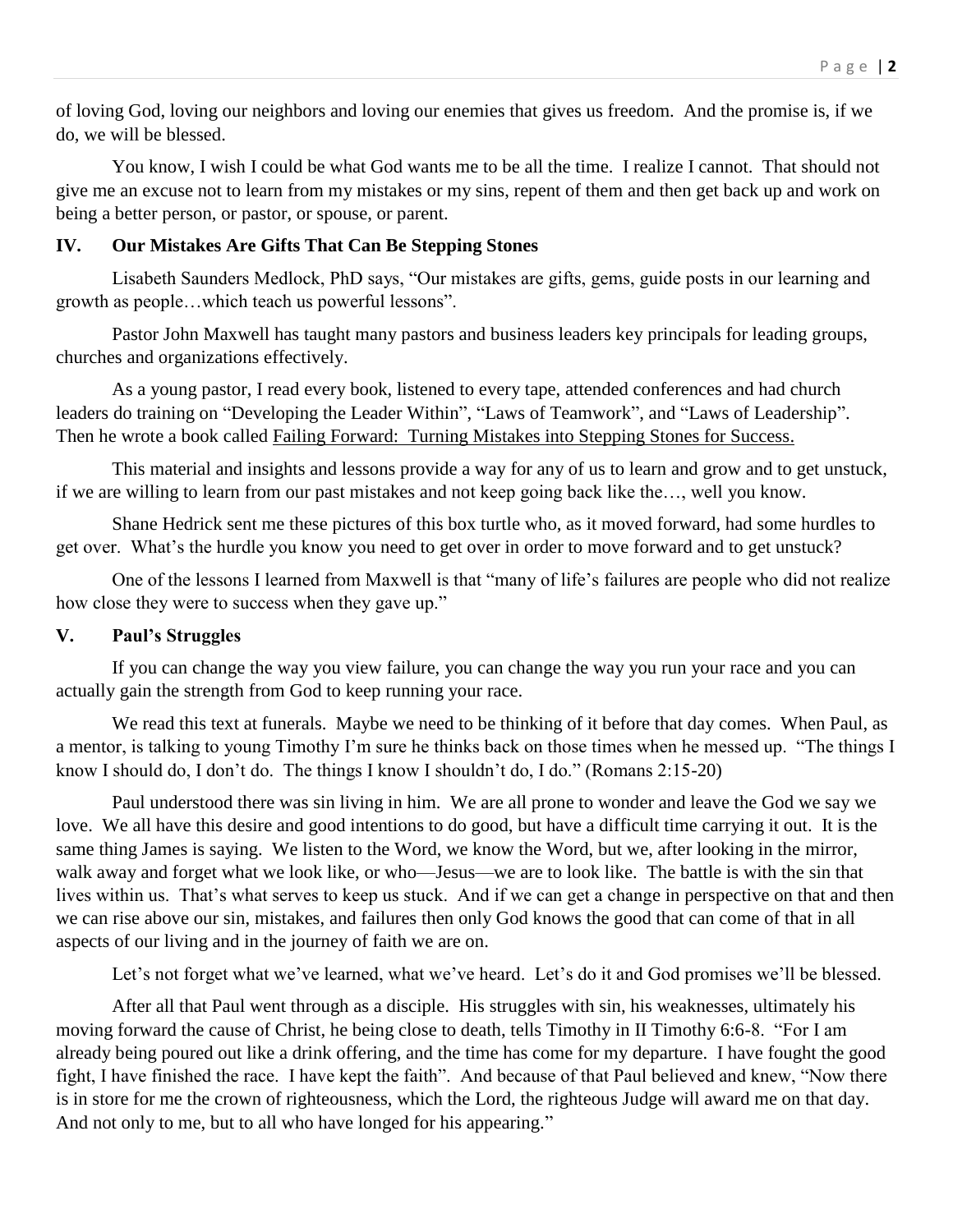of loving God, loving our neighbors and loving our enemies that gives us freedom. And the promise is, if we do, we will be blessed.

You know, I wish I could be what God wants me to be all the time. I realize I cannot. That should not give me an excuse not to learn from my mistakes or my sins, repent of them and then get back up and work on being a better person, or pastor, or spouse, or parent.

## IV. Our Mistakes Are Gifts That Can Be Stepping Stones

Lisabeth Saunders Medlock, PhD says, "Our mistakes are gifts, gems, guide posts in our learning and growth as people…which teach us powerful lessons".

Pastor John Maxwell has taught many pastors and business leaders key principals for leading groups, churches and organizations effectively.

As a young pastor, I read every book, listened to every tape, attended conferences and had church leaders do training on "Developing the Leader Within", "Laws of Teamwork", and "Laws of Leadership". Then he wrote a book called <u>Failing Forward: Turning Mistakes into Stepping Stones for Success.</u>

This material and insights and lessons provide a way for any of us to learn and grow and to get unstuck, if we are willing to learn from our past mistakes and not keep going back like the…, well you know.

Shane Hedrick sent me these pictures of this box turtle who, as it moved forward, had some hurdles to get over. What's the hurdle you know you need to get over in order to move forward and to get unstuck?

One of the lessons I learned from Maxwell is that "many of life's failures are people who did not realize how close they were to success when they gave up."

## V. Paul's Struggles

If you can change the way you view failure, you can change the way you run your race and you can actually gain the strength from God to keep running your race.

We read this text at funerals. Maybe we need to be thinking of it before that day comes. When Paul, as a mentor, is talking to young Timothy I'm sure he thinks back on those times when he messed up. "The things I know I should do, I don't do. The things I know I shouldn't do, I do." (Romans 2:15-20)

Paul understood there was sin living in him. We are all prone to wonder and leave the God we say we love. We all have this desire and good intentions to do good, but have a difficult time carrying it out. It is the same thing James is saying. We listen to the Word, we know the Word, but we, after looking in the mirror, walk away and forget what we look like, or who—Jesus—we are to look like. The battle is with the sin that lives within us. That's what serves to keep us stuck. And if we can get a change in perspective on that and then we can rise above our sin, mistakes, and failures then only God knows the good that can come of that in all aspects of our living and in the journey of faith we are on.

Let's not forget what we've learned, what we've heard. Let's do it and God promises we'll be blessed.

After all that Paul went through as a disciple. His struggles with sin, his weaknesses, ultimately his moving forward the cause of Christ, he being close to death, tells Timothy in II Timothy 6:6-8. "For I am already being poured out like a drink offering, and the time has come for my departure. I have fought the good fight, I have finished the race. I have kept the faith". And because of that Paul believed and knew, "Now there is in store for me the crown of righteousness, which the Lord, the righteous Judge will award me on that day. And not only to me, but to all who have longed for his appearing."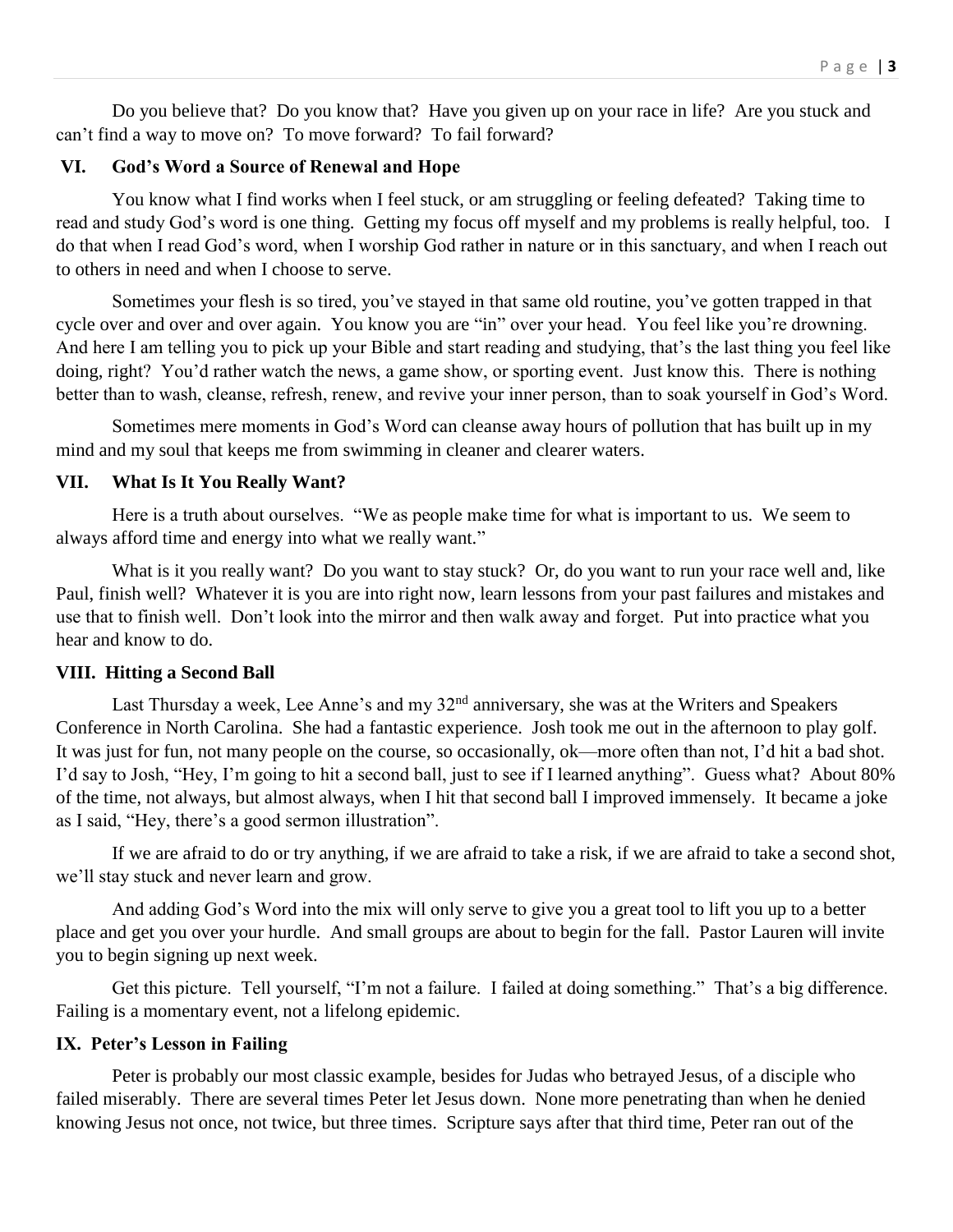Do you believe that? Do you know that? Have you given up on your race in life? Are you stuck and can't find a way to move on? To move forward? To fail forward?

## VI. God's Word a Source of Renewal and Hope

You know what I find works when I feel stuck, or am struggling or feeling defeated? Taking time to read and study God's word is one thing. Getting my focus off myself and my problems is really helpful, too. I do that when I read God's word, when I worship God rather in nature or in this sanctuary, and when I reach out to others in need and when I choose to serve.

Sometimes your flesh is so tired, you've stayed in that same old routine, you've gotten trapped in that cycle over and over and over again. You know you are "in" over your head. You feel like you're drowning. And here I am telling you to pick up your Bible and start reading and studying, that's the last thing you feel like doing, right? You'd rather watch the news, a game show, or sporting event. Just know this. There is nothing better than to wash, cleanse, refresh, renew, and revive your inner person, than to soak yourself in God's Word.

Sometimes mere moments in God's Word can cleanse away hours of pollution that has built up in my mind and my soul that keeps me from swimming in cleaner and clearer waters.

## VII. What Is It You Really Want?

Here is a truth about ourselves. "We as people make time for what is important to us. We seem to always afford time and energy into what we really want."

What is it you really want? Do you want to stay stuck? Or, do you want to run your race well and, like Paul, finish well? Whatever it is you are into right now, learn lessons from your past failures and mistakes and use that to finish well. Don't look into the mirror and then walk away and forget. Put into practice what you hear and know to do.

## VIII. Hitting a Second Ball

Last Thursday a week, Lee Anne's and my 32nd anniversary, she was at the Writers and Speakers Conference in North Carolina. She had a fantastic experience. Josh took me out in the afternoon to play golf. It was just for fun, not many people on the course, so occasionally, ok—more often than not, I'd hit a bad shot. I'd say to Josh, "Hey, I'm going to hit a second ball, just to see if I learned anything". Guess what? About 80% of the time, not always, but almost always, when I hit that second ball I improved immensely. It became a joke as I said, "Hey, there's a good sermon illustration".

If we are afraid to do or try anything, if we are afraid to take a risk, if we are afraid to take a second shot, we'll stay stuck and never learn and grow.

And adding God's Word into the mix will only serve to give you a great tool to lift you up to a better place and get you over your hurdle. And small groups are about to begin for the fall. Pastor Lauren will invite you to begin signing up next week.

Get this picture. Tell yourself, "I'm not a failure. I failed at doing something." That's a big difference. Failing is a momentary event, not a lifelong epidemic.

## IX. Peter's Lesson in Failing

Peter is probably our most classic example, besides for Judas who betrayed Jesus, of a disciple who failed miserably. There are several times Peter let Jesus down. None more penetrating than when he denied knowing Jesus not once, not twice, but three times. Scripture says after that third time, Peter ran out of the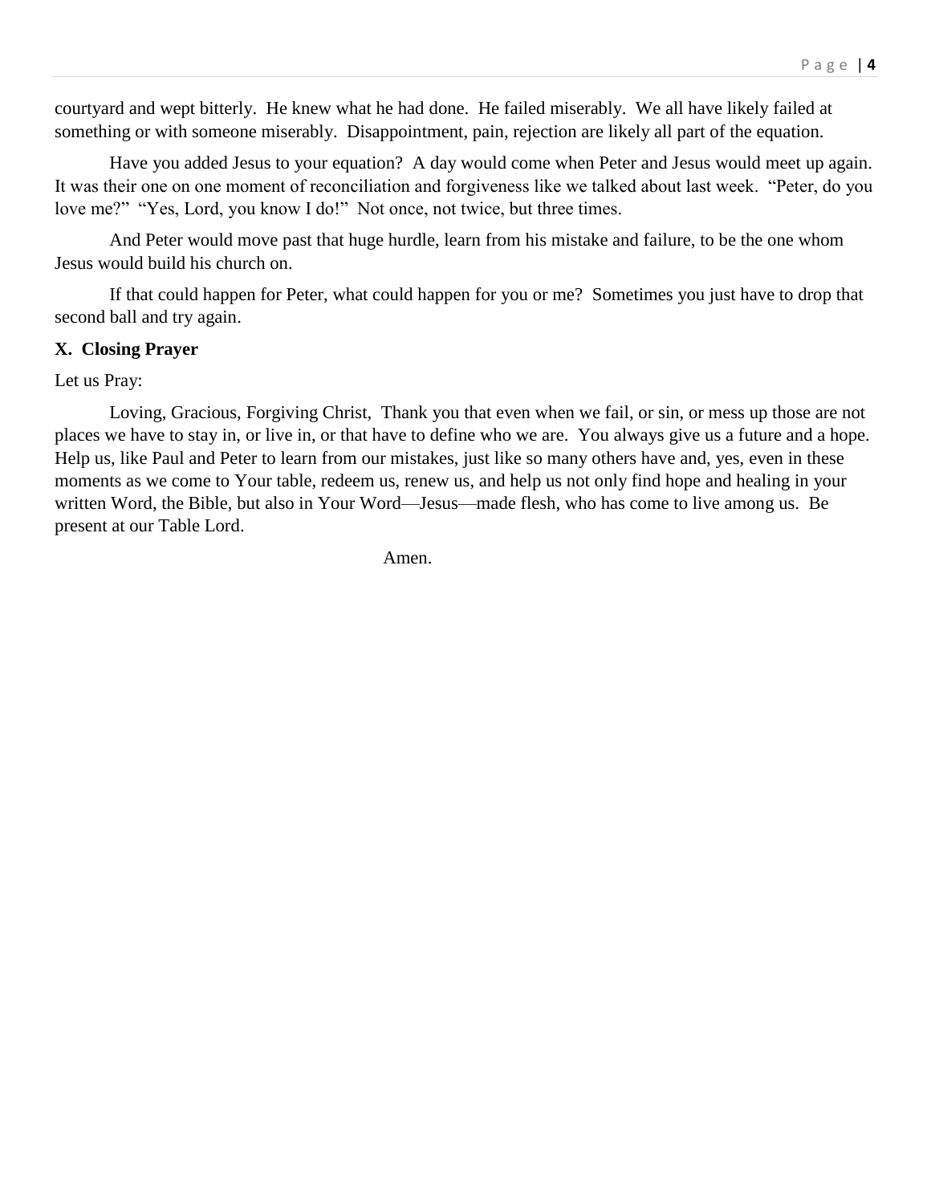courtyard and wept bitterly. He knew what he had done. He failed miserably. We all have likely failed at something or with someone miserably. Disappointment, pain, rejection are likely all part of the equation.

Have you added Jesus to your equation? A day would come when Peter and Jesus would meet up again. It was their one on one moment of reconciliation and forgiveness like we talked about last week. "Peter, do you love me?" "Yes, Lord, you know I do!" Not once, not twice, but three times.

And Peter would move past that huge hurdle, learn from his mistake and failure, to be the one whom Jesus would build his church on.

If that could happen for Peter, what could happen for you or me? Sometimes you just have to drop that second ball and try again.

**X. Closing Prayer**

Let us Pray:

Loving, Gracious, Forgiving Christ, Thank you that even when we fail, or sin, or mess up those are not places we have to stay in, or live in, or that have to define who we are. You always give us a future and a hope. Help us, like Paul and Peter to learn from our mistakes, just like so many others have and, yes, even in these moments as we come to Your table, redeem us, renew us, and help us not only find hope and healing in your written Word, the Bible, but also in Your Word—Jesus—made flesh, who has come to live among us. Be present at our Table Lord.

Amen.